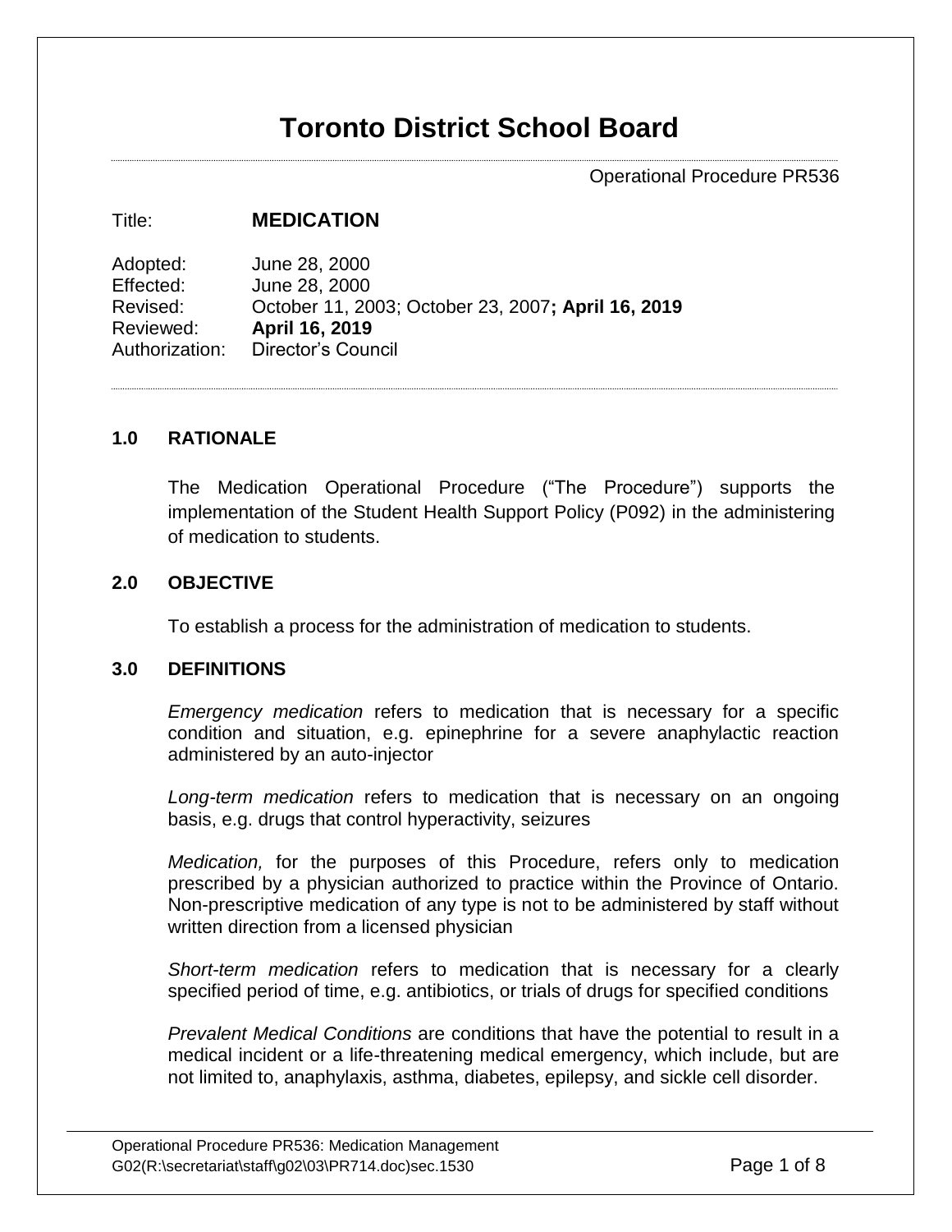# Toronto District School Board

Operational Procedure PR536

Title: **MEDICATION**

Adopted: June 28, 2000
Effected: June 28, 2000
Revised: October 11, 2003; October 23, 2007**; April 16, 2019**
Reviewed: **April 16, 2019**
Authorization: Director's Council

## 1.0 RATIONALE

The Medication Operational Procedure ("The Procedure") supports the implementation of the Student Health Support Policy (P092) in the administering of medication to students.

## 2.0 OBJECTIVE

To establish a process for the administration of medication to students.

## 3.0 DEFINITIONS

*Emergency medication* refers to medication that is necessary for a specific condition and situation, e.g. epinephrine for a severe anaphylactic reaction administered by an auto-injector

*Long-term medication* refers to medication that is necessary on an ongoing basis, e.g. drugs that control hyperactivity, seizures

*Medication,* for the purposes of this Procedure, refers only to medication prescribed by a physician authorized to practice within the Province of Ontario. Non-prescriptive medication of any type is not to be administered by staff without written direction from a licensed physician

*Short-term medication* refers to medication that is necessary for a clearly specified period of time, e.g. antibiotics, or trials of drugs for specified conditions

*Prevalent Medical Conditions* are conditions that have the potential to result in a medical incident or a life-threatening medical emergency, which include, but are not limited to, anaphylaxis, asthma, diabetes, epilepsy, and sickle cell disorder.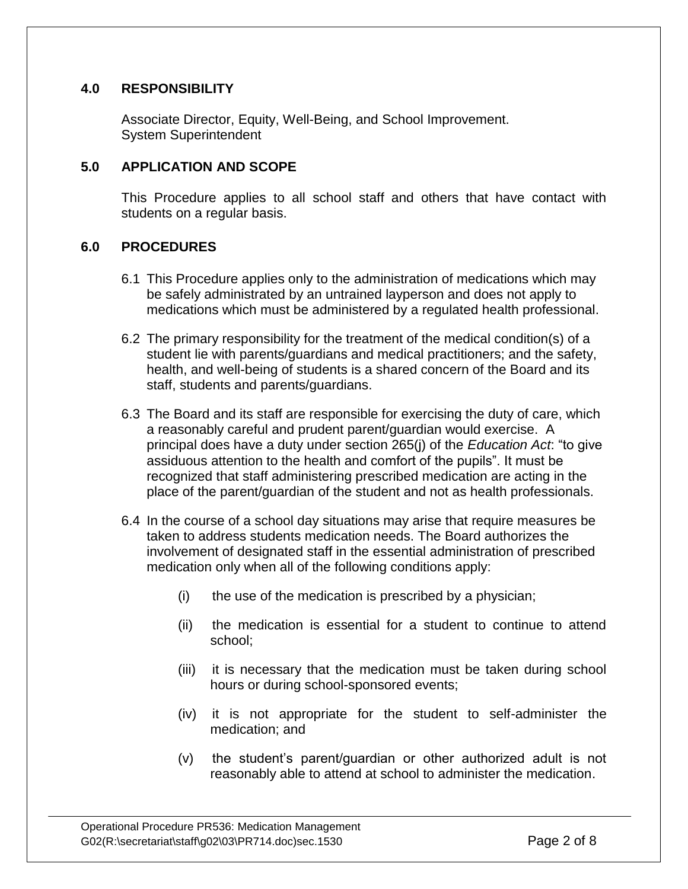## 4.0 RESPONSIBILITY

Associate Director, Equity, Well-Being, and School Improvement.
System Superintendent

## 5.0 APPLICATION AND SCOPE

This Procedure applies to all school staff and others that have contact with students on a regular basis.

## 6.0 PROCEDURES

6.1 This Procedure applies only to the administration of medications which may be safely administrated by an untrained layperson and does not apply to medications which must be administered by a regulated health professional.

6.2 The primary responsibility for the treatment of the medical condition(s) of a student lie with parents/guardians and medical practitioners; and the safety, health, and well-being of students is a shared concern of the Board and its staff, students and parents/guardians.

6.3 The Board and its staff are responsible for exercising the duty of care, which a reasonably careful and prudent parent/guardian would exercise. A principal does have a duty under section 265(j) of the *Education Act*: "to give assiduous attention to the health and comfort of the pupils". It must be recognized that staff administering prescribed medication are acting in the place of the parent/guardian of the student and not as health professionals.

6.4 In the course of a school day situations may arise that require measures be taken to address students medication needs. The Board authorizes the involvement of designated staff in the essential administration of prescribed medication only when all of the following conditions apply:

(i) the use of the medication is prescribed by a physician;

(ii) the medication is essential for a student to continue to attend school;

(iii) it is necessary that the medication must be taken during school hours or during school-sponsored events;

(iv) it is not appropriate for the student to self-administer the medication; and

(v) the student's parent/guardian or other authorized adult is not reasonably able to attend at school to administer the medication.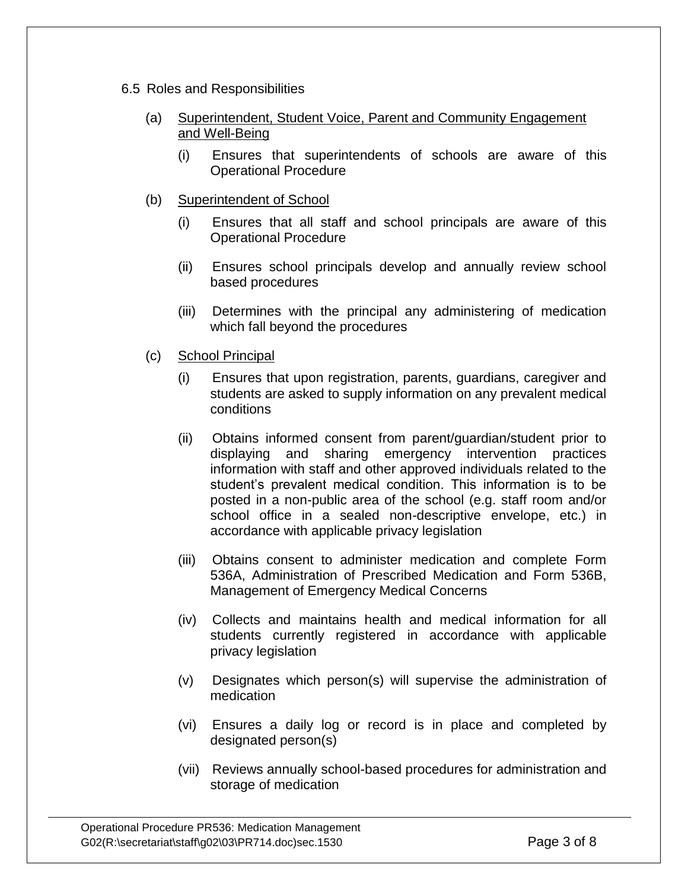6.5 Roles and Responsibilities

(a) Superintendent, Student Voice, Parent and Community Engagement and Well-Being

(i) Ensures that superintendents of schools are aware of this Operational Procedure

(b) Superintendent of School

(i) Ensures that all staff and school principals are aware of this Operational Procedure

(ii) Ensures school principals develop and annually review school based procedures

(iii) Determines with the principal any administering of medication which fall beyond the procedures

(c) School Principal

(i) Ensures that upon registration, parents, guardians, caregiver and students are asked to supply information on any prevalent medical conditions

(ii) Obtains informed consent from parent/guardian/student prior to displaying and sharing emergency intervention practices information with staff and other approved individuals related to the student's prevalent medical condition. This information is to be posted in a non-public area of the school (e.g. staff room and/or school office in a sealed non-descriptive envelope, etc.) in accordance with applicable privacy legislation

(iii) Obtains consent to administer medication and complete Form 536A, Administration of Prescribed Medication and Form 536B, Management of Emergency Medical Concerns

(iv) Collects and maintains health and medical information for all students currently registered in accordance with applicable privacy legislation

(v) Designates which person(s) will supervise the administration of medication

(vi) Ensures a daily log or record is in place and completed by designated person(s)

(vii) Reviews annually school-based procedures for administration and storage of medication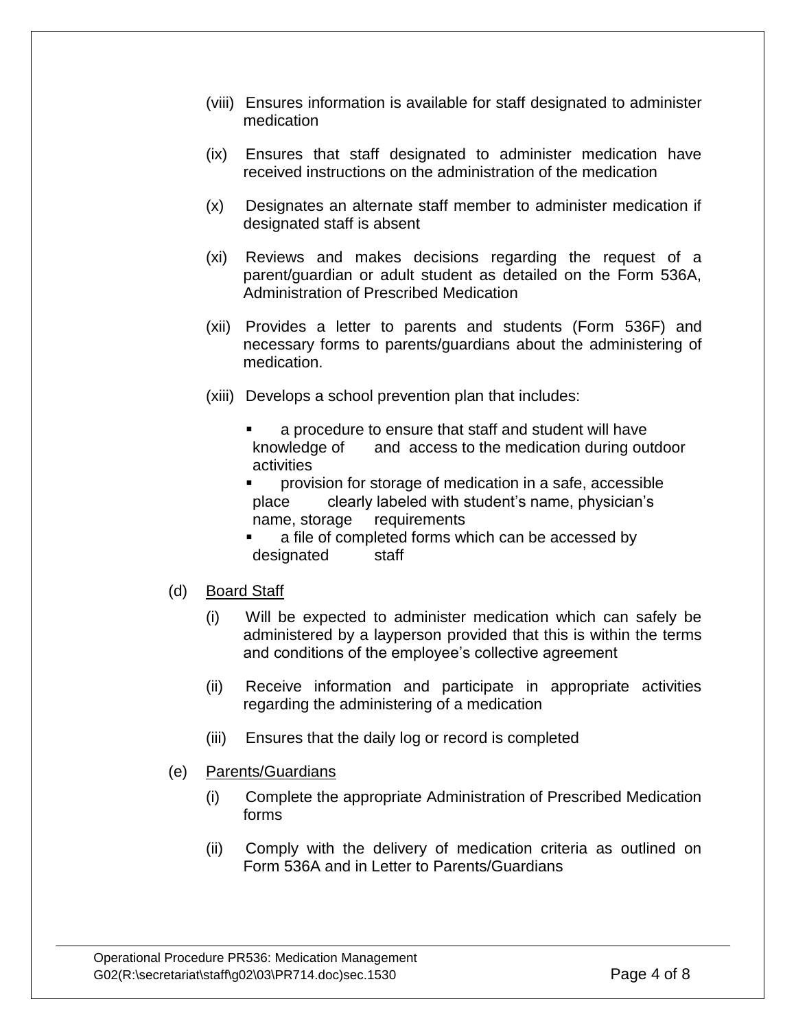(viii) Ensures information is available for staff designated to administer medication

(ix) Ensures that staff designated to administer medication have received instructions on the administration of the medication

(x) Designates an alternate staff member to administer medication if designated staff is absent

(xi) Reviews and makes decisions regarding the request of a parent/guardian or adult student as detailed on the Form 536A, Administration of Prescribed Medication

(xii) Provides a letter to parents and students (Form 536F) and necessary forms to parents/guardians about the administering of medication.

(xiii) Develops a school prevention plan that includes:

- a procedure to ensure that staff and student will have knowledge of and access to the medication during outdoor activities
- provision for storage of medication in a safe, accessible place clearly labeled with student's name, physician's name, storage requirements
- a file of completed forms which can be accessed by designated staff

(d) <u>Board Staff</u>

(i) Will be expected to administer medication which can safely be administered by a layperson provided that this is within the terms and conditions of the employee's collective agreement

(ii) Receive information and participate in appropriate activities regarding the administering of a medication

(iii) Ensures that the daily log or record is completed

(e) <u>Parents/Guardians</u>

(i) Complete the appropriate Administration of Prescribed Medication forms

(ii) Comply with the delivery of medication criteria as outlined on Form 536A and in Letter to Parents/Guardians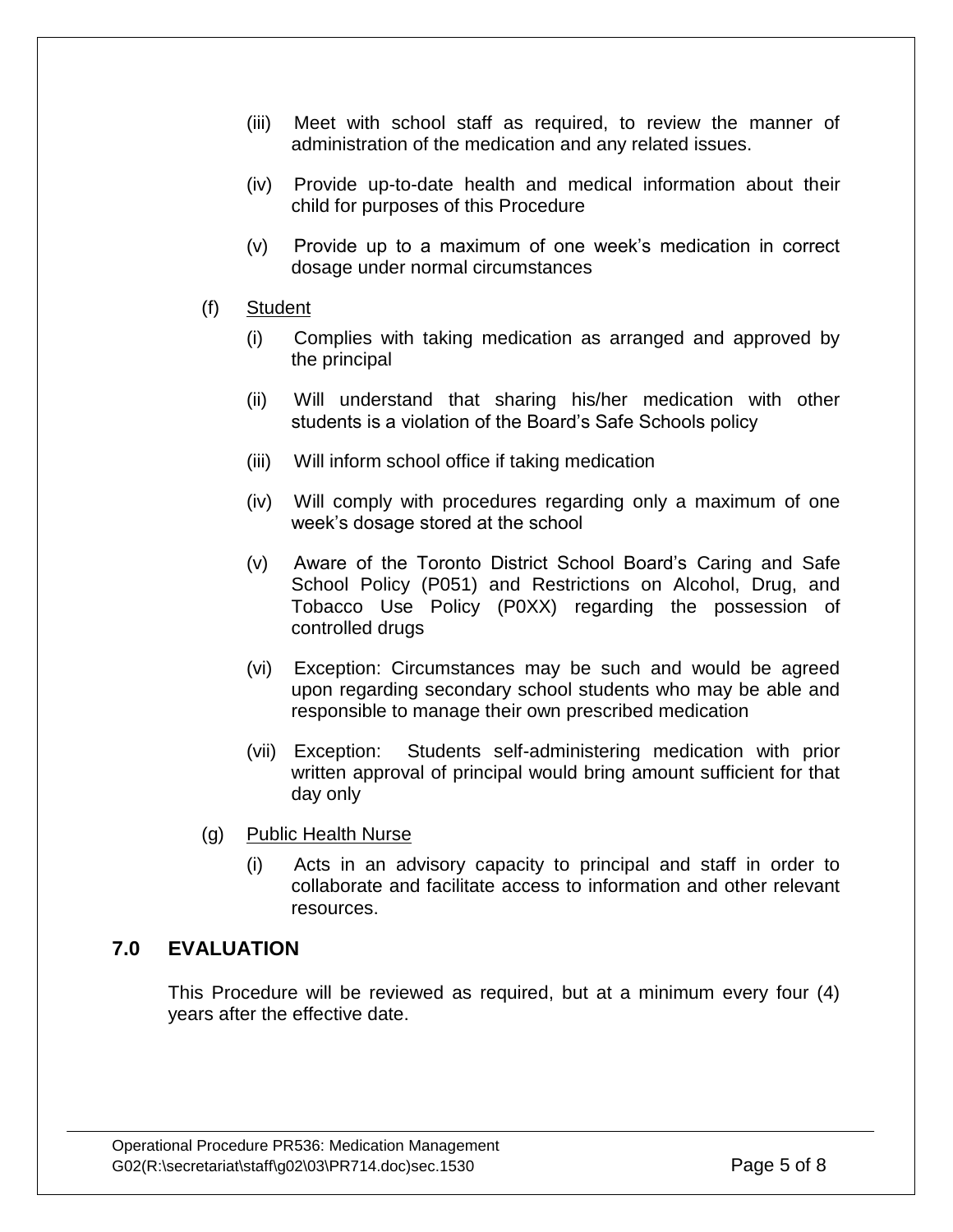(iii) Meet with school staff as required, to review the manner of administration of the medication and any related issues.

(iv) Provide up-to-date health and medical information about their child for purposes of this Procedure

(v) Provide up to a maximum of one week's medication in correct dosage under normal circumstances

(f) Student

(i) Complies with taking medication as arranged and approved by the principal

(ii) Will understand that sharing his/her medication with other students is a violation of the Board's Safe Schools policy

(iii) Will inform school office if taking medication

(iv) Will comply with procedures regarding only a maximum of one week's dosage stored at the school

(v) Aware of the Toronto District School Board's Caring and Safe School Policy (P051) and Restrictions on Alcohol, Drug, and Tobacco Use Policy (P0XX) regarding the possession of controlled drugs

(vi) Exception: Circumstances may be such and would be agreed upon regarding secondary school students who may be able and responsible to manage their own prescribed medication

(vii) Exception: Students self-administering medication with prior written approval of principal would bring amount sufficient for that day only

(g) Public Health Nurse

(i) Acts in an advisory capacity to principal and staff in order to collaborate and facilitate access to information and other relevant resources.

## 7.0 EVALUATION

This Procedure will be reviewed as required, but at a minimum every four (4) years after the effective date.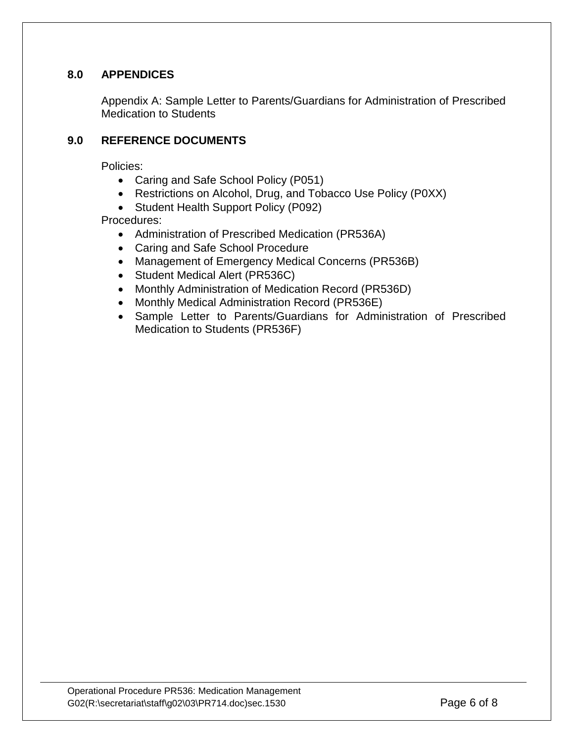## 8.0 APPENDICES

Appendix A: Sample Letter to Parents/Guardians for Administration of Prescribed Medication to Students

## 9.0 REFERENCE DOCUMENTS

Policies:

- Caring and Safe School Policy (P051)
- Restrictions on Alcohol, Drug, and Tobacco Use Policy (P0XX)
- Student Health Support Policy (P092)

Procedures:

- Administration of Prescribed Medication (PR536A)
- Caring and Safe School Procedure
- Management of Emergency Medical Concerns (PR536B)
- Student Medical Alert (PR536C)
- Monthly Administration of Medication Record (PR536D)
- Monthly Medical Administration Record (PR536E)
- Sample Letter to Parents/Guardians for Administration of Prescribed Medication to Students (PR536F)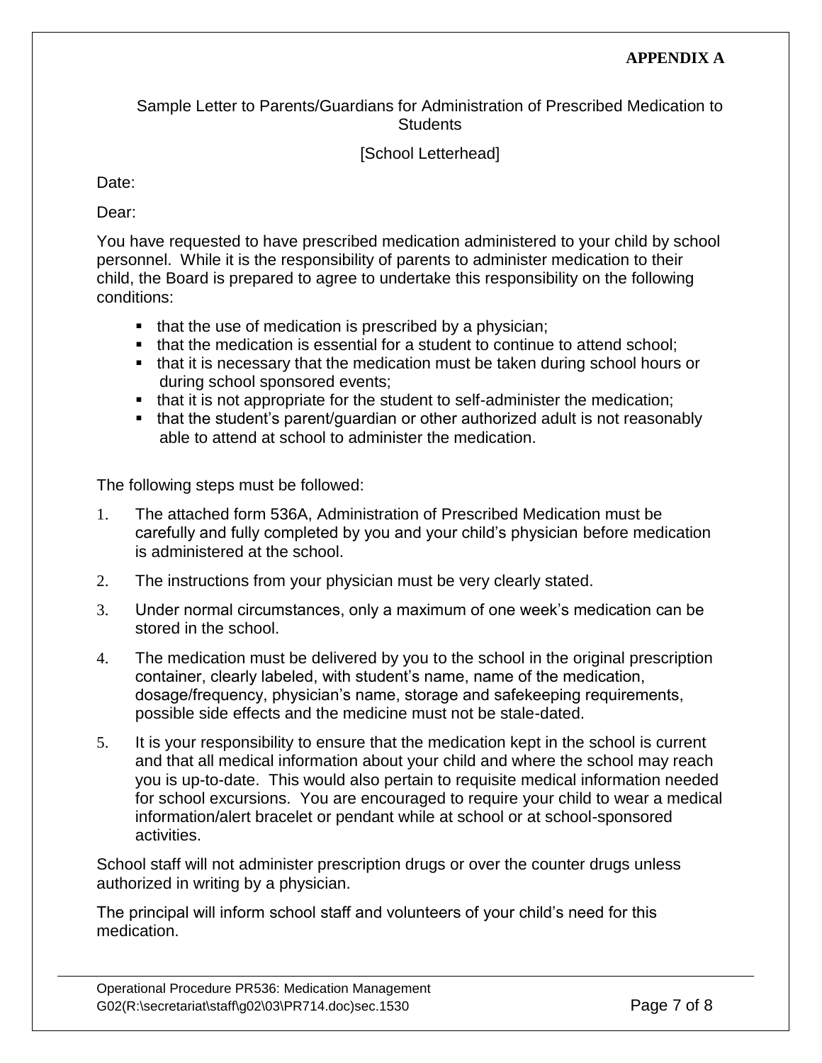**APPENDIX A**

Sample Letter to Parents/Guardians for Administration of Prescribed Medication to Students

[School Letterhead]

Date:

Dear:

You have requested to have prescribed medication administered to your child by school personnel. While it is the responsibility of parents to administer medication to their child, the Board is prepared to agree to undertake this responsibility on the following conditions:

- that the use of medication is prescribed by a physician;
- that the medication is essential for a student to continue to attend school;
- that it is necessary that the medication must be taken during school hours or during school sponsored events;
- that it is not appropriate for the student to self-administer the medication;
- that the student's parent/guardian or other authorized adult is not reasonably able to attend at school to administer the medication.

The following steps must be followed:

1. The attached form 536A, Administration of Prescribed Medication must be carefully and fully completed by you and your child's physician before medication is administered at the school.
2. The instructions from your physician must be very clearly stated.
3. Under normal circumstances, only a maximum of one week's medication can be stored in the school.
4. The medication must be delivered by you to the school in the original prescription container, clearly labeled, with student's name, name of the medication, dosage/frequency, physician's name, storage and safekeeping requirements, possible side effects and the medicine must not be stale-dated.
5. It is your responsibility to ensure that the medication kept in the school is current and that all medical information about your child and where the school may reach you is up-to-date. This would also pertain to requisite medical information needed for school excursions. You are encouraged to require your child to wear a medical information/alert bracelet or pendant while at school or at school-sponsored activities.

School staff will not administer prescription drugs or over the counter drugs unless authorized in writing by a physician.

The principal will inform school staff and volunteers of your child's need for this medication.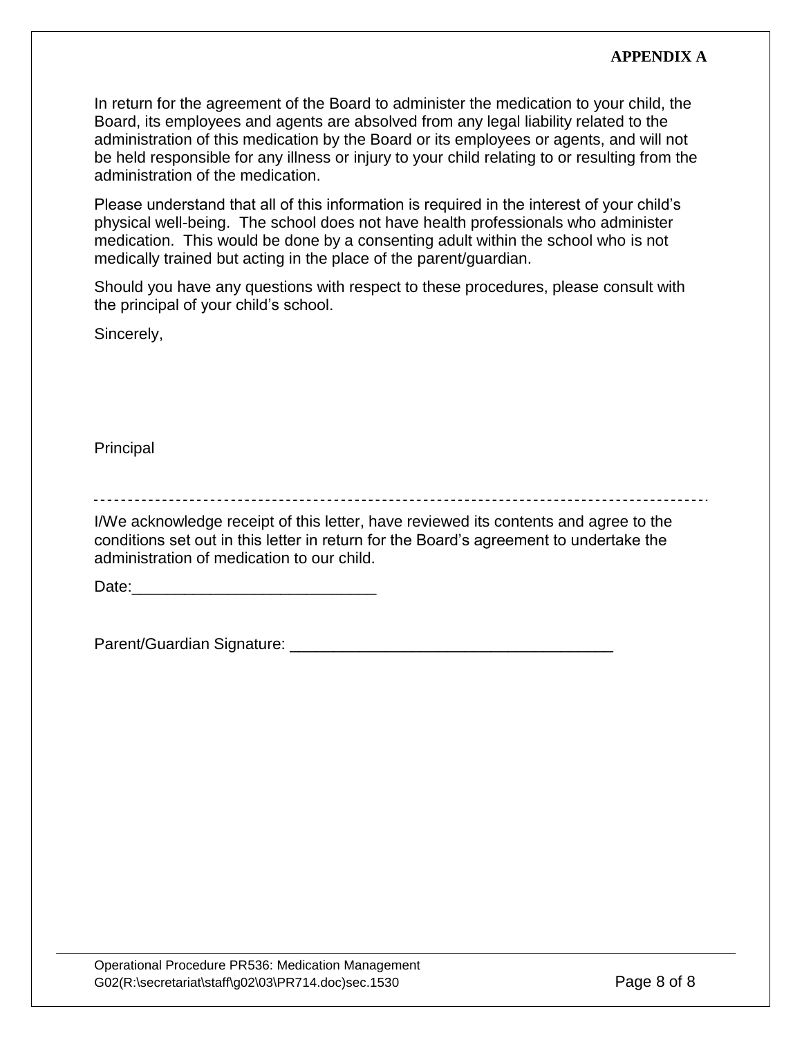**APPENDIX A**

In return for the agreement of the Board to administer the medication to your child, the Board, its employees and agents are absolved from any legal liability related to the administration of this medication by the Board or its employees or agents, and will not be held responsible for any illness or injury to your child relating to or resulting from the administration of the medication.

Please understand that all of this information is required in the interest of your child's physical well-being. The school does not have health professionals who administer medication. This would be done by a consenting adult within the school who is not medically trained but acting in the place of the parent/guardian.

Should you have any questions with respect to these procedures, please consult with the principal of your child's school.

Sincerely,

Principal

---

I/We acknowledge receipt of this letter, have reviewed its contents and agree to the conditions set out in this letter in return for the Board's agreement to undertake the administration of medication to our child.

Date:____________________________

Parent/Guardian Signature: _____________________________________